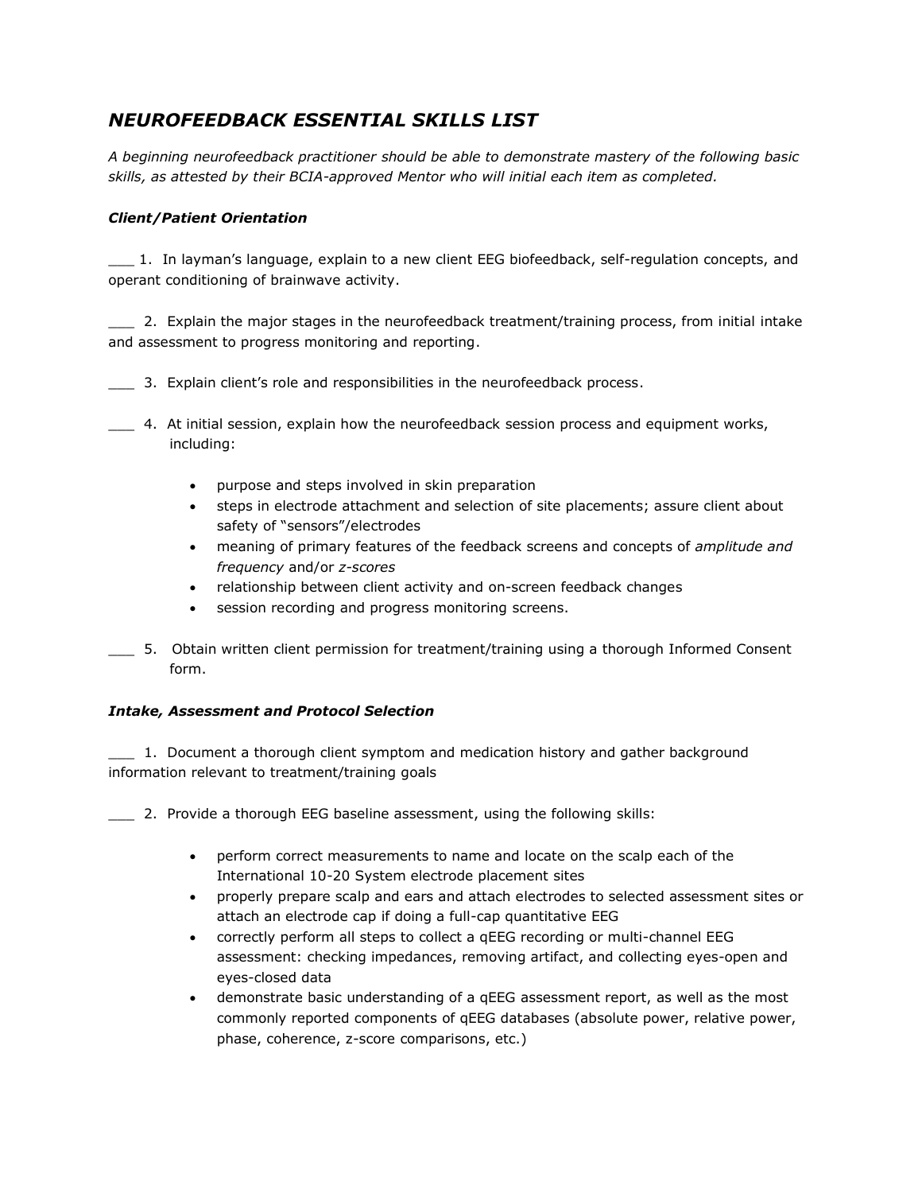# *NEUROFEEDBACK ESSENTIAL SKILLS LIST*

*A beginning neurofeedback practitioner should be able to demonstrate mastery of the following basic skills, as attested by their BCIA-approved Mentor who will initial each item as completed.*

### *Client/Patient Orientation*

___ 1. In layman's language, explain to a new client EEG biofeedback, self-regulation concepts, and operant conditioning of brainwave activity.

___ 2. Explain the major stages in the neurofeedback treatment/training process, from initial intake and assessment to progress monitoring and reporting.

___ 3. Explain client's role and responsibilities in the neurofeedback process.

___ 4. At initial session, explain how the neurofeedback session process and equipment works, including:

- purpose and steps involved in skin preparation
- steps in electrode attachment and selection of site placements; assure client about safety of "sensors"/electrodes
- meaning of primary features of the feedback screens and concepts of *amplitude and frequency* and/or *z-scores*
- relationship between client activity and on-screen feedback changes
- session recording and progress monitoring screens.

___ 5. Obtain written client permission for treatment/training using a thorough Informed Consent form.

### *Intake, Assessment and Protocol Selection*

___ 1. Document a thorough client symptom and medication history and gather background information relevant to treatment/training goals

___ 2. Provide a thorough EEG baseline assessment, using the following skills:

- perform correct measurements to name and locate on the scalp each of the International 10-20 System electrode placement sites
- properly prepare scalp and ears and attach electrodes to selected assessment sites or attach an electrode cap if doing a full-cap quantitative EEG
- correctly perform all steps to collect a qEEG recording or multi-channel EEG assessment: checking impedances, removing artifact, and collecting eyes-open and eyes-closed data
- demonstrate basic understanding of a qEEG assessment report, as well as the most commonly reported components of qEEG databases (absolute power, relative power, phase, coherence, z-score comparisons, etc.)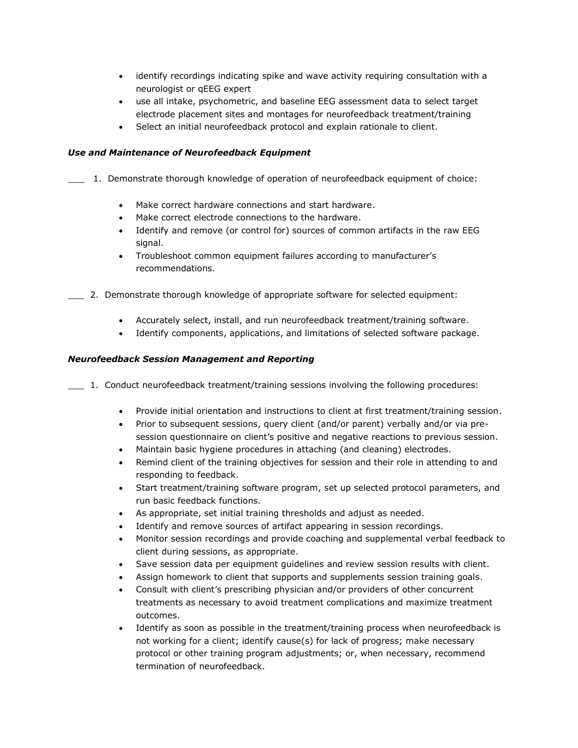- identify recordings indicating spike and wave activity requiring consultation with a neurologist or qEEG expert
- use all intake, psychometric, and baseline EEG assessment data to select target electrode placement sites and montages for neurofeedback treatment/training
- Select an initial neurofeedback protocol and explain rationale to client.

***Use and Maintenance of Neurofeedback Equipment***

___ 1. Demonstrate thorough knowledge of operation of neurofeedback equipment of choice:

- Make correct hardware connections and start hardware.
- Make correct electrode connections to the hardware.
- Identify and remove (or control for) sources of common artifacts in the raw EEG signal.
- Troubleshoot common equipment failures according to manufacturer's recommendations.

___ 2. Demonstrate thorough knowledge of appropriate software for selected equipment:

- Accurately select, install, and run neurofeedback treatment/training software.
- Identify components, applications, and limitations of selected software package.

***Neurofeedback Session Management and Reporting***

___ 1. Conduct neurofeedback treatment/training sessions involving the following procedures:

- Provide initial orientation and instructions to client at first treatment/training session.
- Prior to subsequent sessions, query client (and/or parent) verbally and/or via pre-session questionnaire on client's positive and negative reactions to previous session.
- Maintain basic hygiene procedures in attaching (and cleaning) electrodes.
- Remind client of the training objectives for session and their role in attending to and responding to feedback.
- Start treatment/training software program, set up selected protocol parameters, and run basic feedback functions.
- As appropriate, set initial training thresholds and adjust as needed.
- Identify and remove sources of artifact appearing in session recordings.
- Monitor session recordings and provide coaching and supplemental verbal feedback to client during sessions, as appropriate.
- Save session data per equipment guidelines and review session results with client.
- Assign homework to client that supports and supplements session training goals.
- Consult with client's prescribing physician and/or providers of other concurrent treatments as necessary to avoid treatment complications and maximize treatment outcomes.
- Identify as soon as possible in the treatment/training process when neurofeedback is not working for a client; identify cause(s) for lack of progress; make necessary protocol or other training program adjustments; or, when necessary, recommend termination of neurofeedback.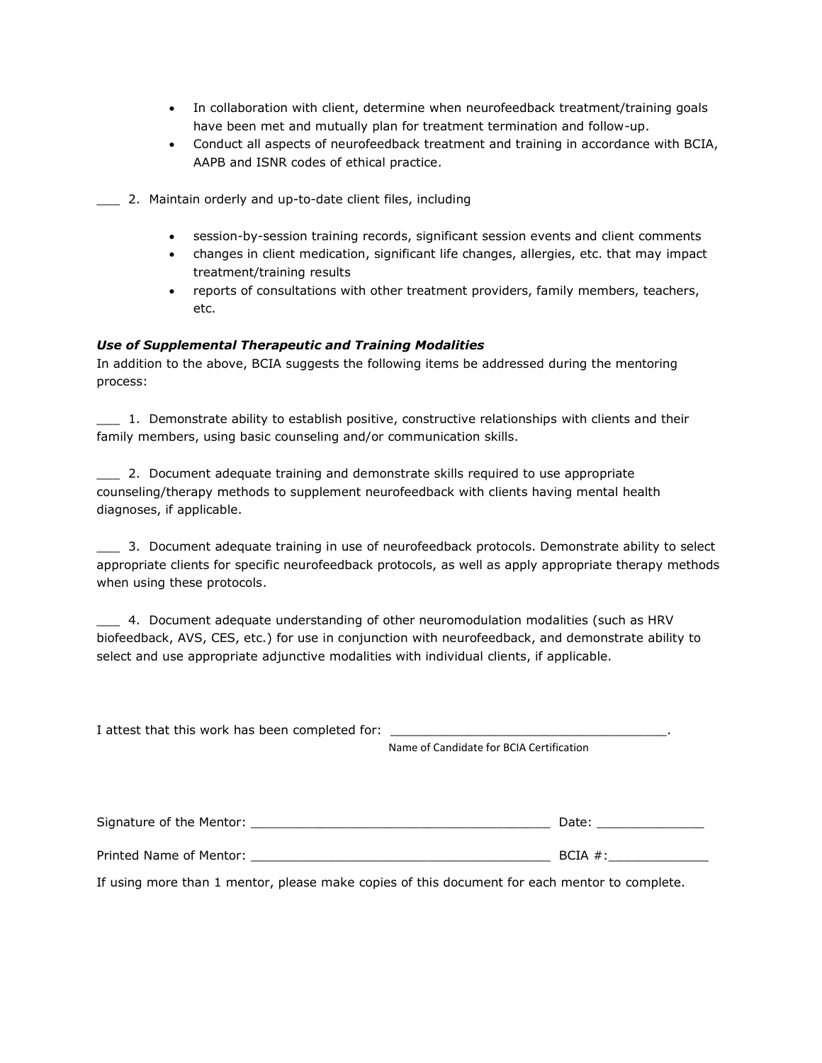- In collaboration with client, determine when neurofeedback treatment/training goals have been met and mutually plan for treatment termination and follow-up.
- Conduct all aspects of neurofeedback treatment and training in accordance with BCIA, AAPB and ISNR codes of ethical practice.

___ 2. Maintain orderly and up-to-date client files, including

- session-by-session training records, significant session events and client comments
- changes in client medication, significant life changes, allergies, etc. that may impact treatment/training results
- reports of consultations with other treatment providers, family members, teachers, etc.

***Use of Supplemental Therapeutic and Training Modalities***

In addition to the above, BCIA suggests the following items be addressed during the mentoring process:

___ 1. Demonstrate ability to establish positive, constructive relationships with clients and their family members, using basic counseling and/or communication skills.

___ 2. Document adequate training and demonstrate skills required to use appropriate counseling/therapy methods to supplement neurofeedback with clients having mental health diagnoses, if applicable.

___ 3. Document adequate training in use of neurofeedback protocols. Demonstrate ability to select appropriate clients for specific neurofeedback protocols, as well as apply appropriate therapy methods when using these protocols.

___ 4. Document adequate understanding of other neuromodulation modalities (such as HRV biofeedback, AVS, CES, etc.) for use in conjunction with neurofeedback, and demonstrate ability to select and use appropriate adjunctive modalities with individual clients, if applicable.

I attest that this work has been completed for: ___________________________________.

Name of Candidate for BCIA Certification

Signature of the Mentor: _______________________________________ Date: ______________

Printed Name of Mentor: _______________________________________ BCIA #:_____________

If using more than 1 mentor, please make copies of this document for each mentor to complete.